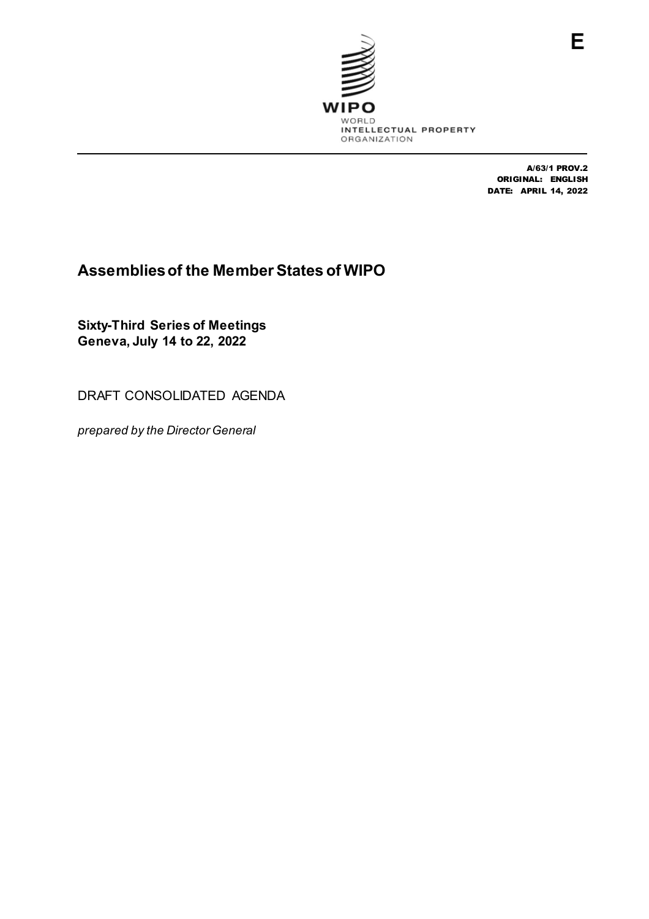E

WIPO
WORLD
INTELLECTUAL PROPERTY
ORGANIZATION

A/63/1 PROV.2
ORIGINAL: ENGLISH
DATE: APRIL 14, 2022

# Assemblies of the Member States of WIPO

**Sixty-Third Series of Meetings**
**Geneva, July 14 to 22, 2022**

DRAFT CONSOLIDATED AGENDA

*prepared by the Director General*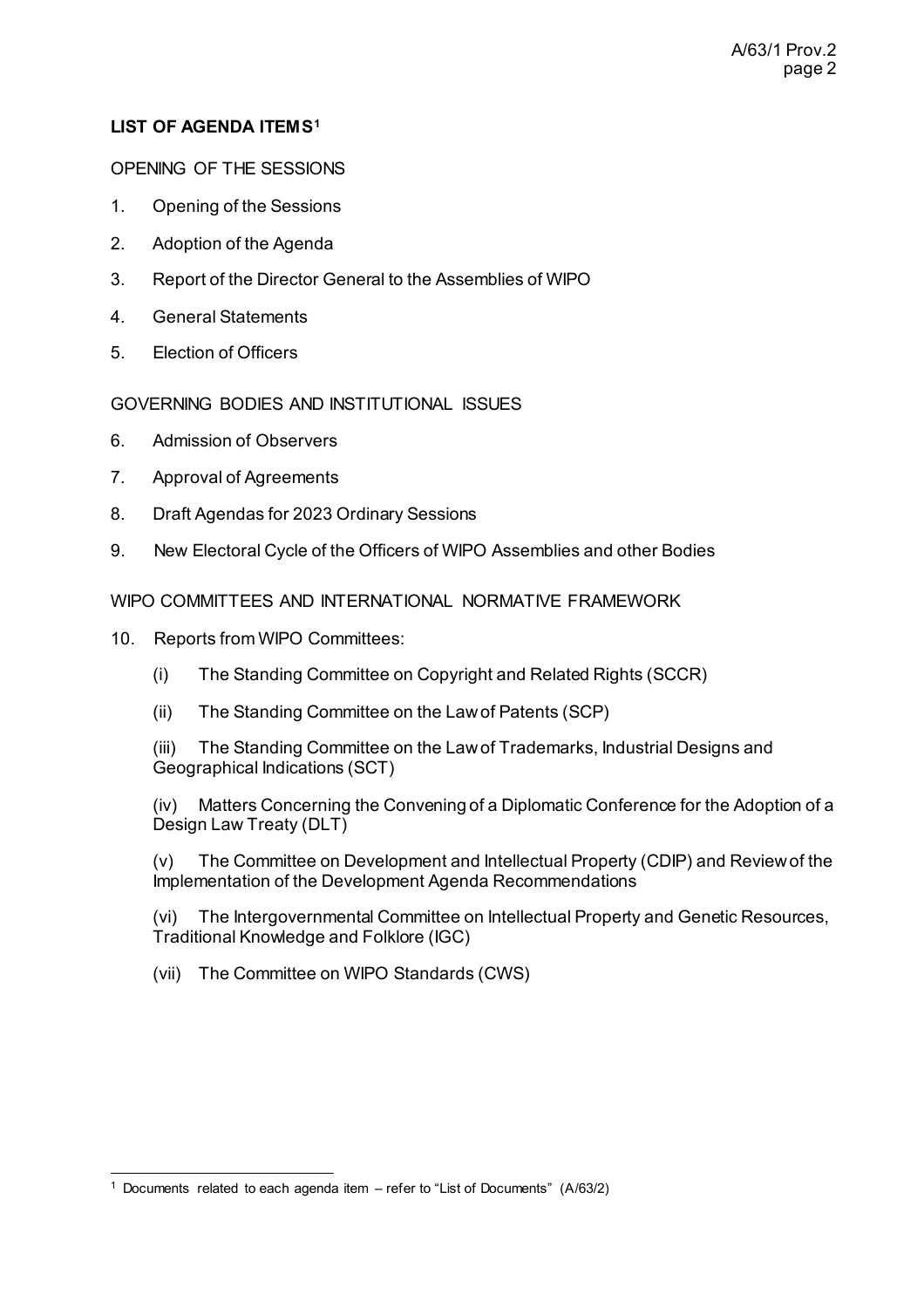**LIST OF AGENDA ITEMS[1]**

OPENING OF THE SESSIONS

1. Opening of the Sessions
2. Adoption of the Agenda
3. Report of the Director General to the Assemblies of WIPO
4. General Statements
5. Election of Officers

GOVERNING BODIES AND INSTITUTIONAL ISSUES

6. Admission of Observers
7. Approval of Agreements
8. Draft Agendas for 2023 Ordinary Sessions
9. New Electoral Cycle of the Officers of WIPO Assemblies and other Bodies

WIPO COMMITTEES AND INTERNATIONAL NORMATIVE FRAMEWORK

10. Reports from WIPO Committees:

    (i) The Standing Committee on Copyright and Related Rights (SCCR)

    (ii) The Standing Committee on the Law of Patents (SCP)

    (iii) The Standing Committee on the Law of Trademarks, Industrial Designs and Geographical Indications (SCT)

    (iv) Matters Concerning the Convening of a Diplomatic Conference for the Adoption of a Design Law Treaty (DLT)

    (v) The Committee on Development and Intellectual Property (CDIP) and Review of the Implementation of the Development Agenda Recommendations

    (vi) The Intergovernmental Committee on Intellectual Property and Genetic Resources, Traditional Knowledge and Folklore (IGC)

    (vii) The Committee on WIPO Standards (CWS)

[1] Documents related to each agenda item – refer to "List of Documents" (A/63/2)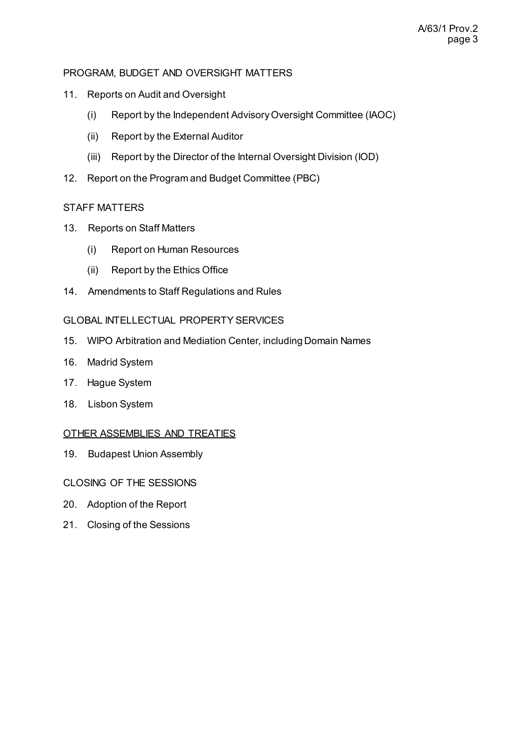PROGRAM, BUDGET AND OVERSIGHT MATTERS

11. Reports on Audit and Oversight

    (i) Report by the Independent Advisory Oversight Committee (IAOC)

    (ii) Report by the External Auditor

    (iii) Report by the Director of the Internal Oversight Division (IOD)

12. Report on the Program and Budget Committee (PBC)

STAFF MATTERS

13. Reports on Staff Matters

    (i) Report on Human Resources

    (ii) Report by the Ethics Office

14. Amendments to Staff Regulations and Rules

GLOBAL INTELLECTUAL PROPERTY SERVICES

15. WIPO Arbitration and Mediation Center, including Domain Names

16. Madrid System

17. Hague System

18. Lisbon System

<u>OTHER ASSEMBLIES AND TREATIES</u>

19. Budapest Union Assembly

CLOSING OF THE SESSIONS

20. Adoption of the Report

21. Closing of the Sessions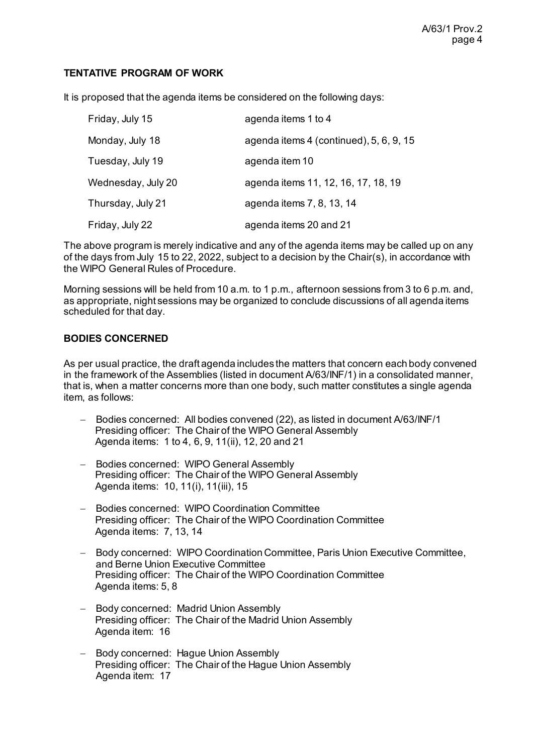## TENTATIVE PROGRAM OF WORK

It is proposed that the agenda items be considered on the following days:

| | |
|---|---|
| Friday, July 15 | agenda items 1 to 4 |
| Monday, July 18 | agenda items 4 (continued), 5, 6, 9, 15 |
| Tuesday, July 19 | agenda item 10 |
| Wednesday, July 20 | agenda items 11, 12, 16, 17, 18, 19 |
| Thursday, July 21 | agenda items 7, 8, 13, 14 |
| Friday, July 22 | agenda items 20 and 21 |

The above program is merely indicative and any of the agenda items may be called up on any of the days from July 15 to 22, 2022, subject to a decision by the Chair(s), in accordance with the WIPO General Rules of Procedure.

Morning sessions will be held from 10 a.m. to 1 p.m., afternoon sessions from 3 to 6 p.m. and, as appropriate, night sessions may be organized to conclude discussions of all agenda items scheduled for that day.

## BODIES CONCERNED

As per usual practice, the draft agenda includes the matters that concern each body convened in the framework of the Assemblies (listed in document A/63/INF/1) in a consolidated manner, that is, when a matter concerns more than one body, such matter constitutes a single agenda item, as follows:

- Bodies concerned: All bodies convened (22), as listed in document A/63/INF/1
  Presiding officer: The Chair of the WIPO General Assembly
  Agenda items: 1 to 4, 6, 9, 11(ii), 12, 20 and 21

- Bodies concerned: WIPO General Assembly
  Presiding officer: The Chair of the WIPO General Assembly
  Agenda items: 10, 11(i), 11(iii), 15

- Bodies concerned: WIPO Coordination Committee
  Presiding officer: The Chair of the WIPO Coordination Committee
  Agenda items: 7, 13, 14

- Body concerned: WIPO Coordination Committee, Paris Union Executive Committee, and Berne Union Executive Committee
  Presiding officer: The Chair of the WIPO Coordination Committee
  Agenda items: 5, 8

- Body concerned: Madrid Union Assembly
  Presiding officer: The Chair of the Madrid Union Assembly
  Agenda item: 16

- Body concerned: Hague Union Assembly
  Presiding officer: The Chair of the Hague Union Assembly
  Agenda item: 17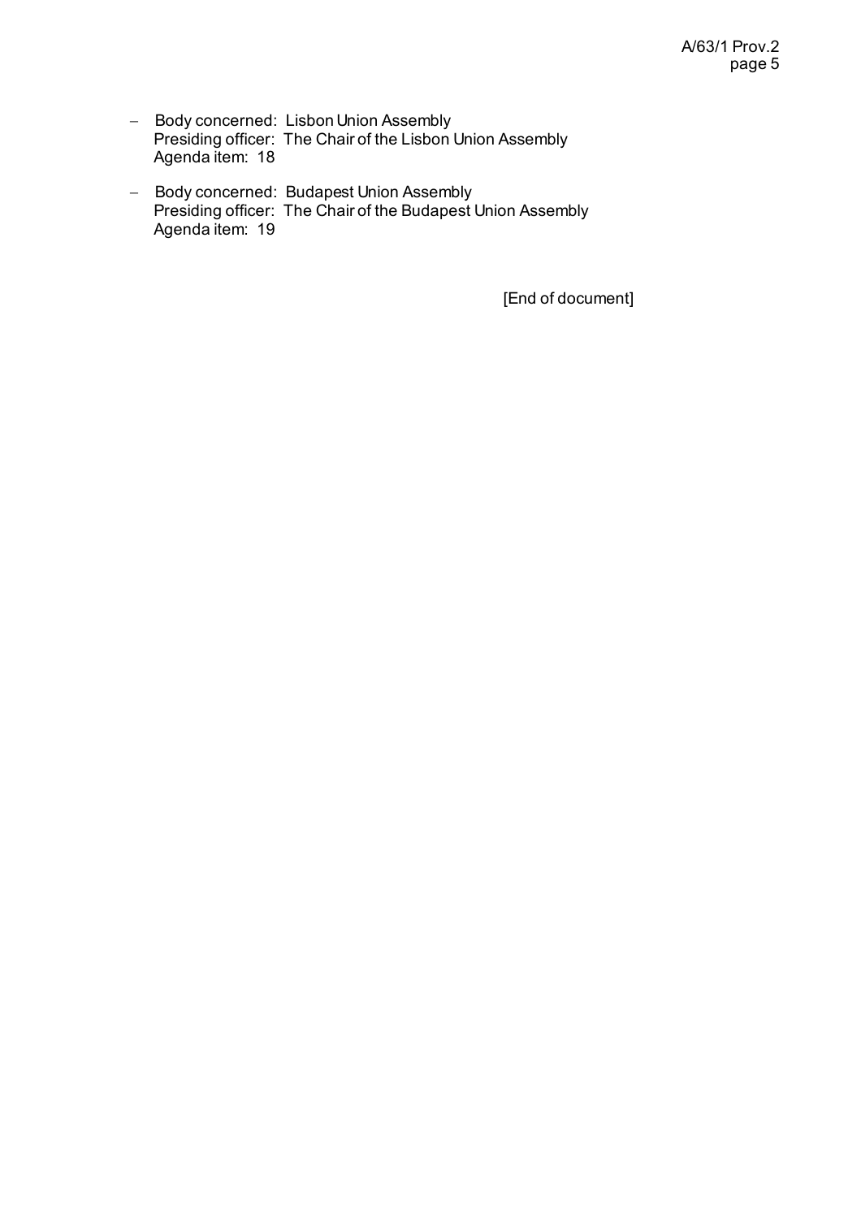- Body concerned: Lisbon Union Assembly
  Presiding officer: The Chair of the Lisbon Union Assembly
  Agenda item: 18

- Body concerned: Budapest Union Assembly
  Presiding officer: The Chair of the Budapest Union Assembly
  Agenda item: 19

[End of document]